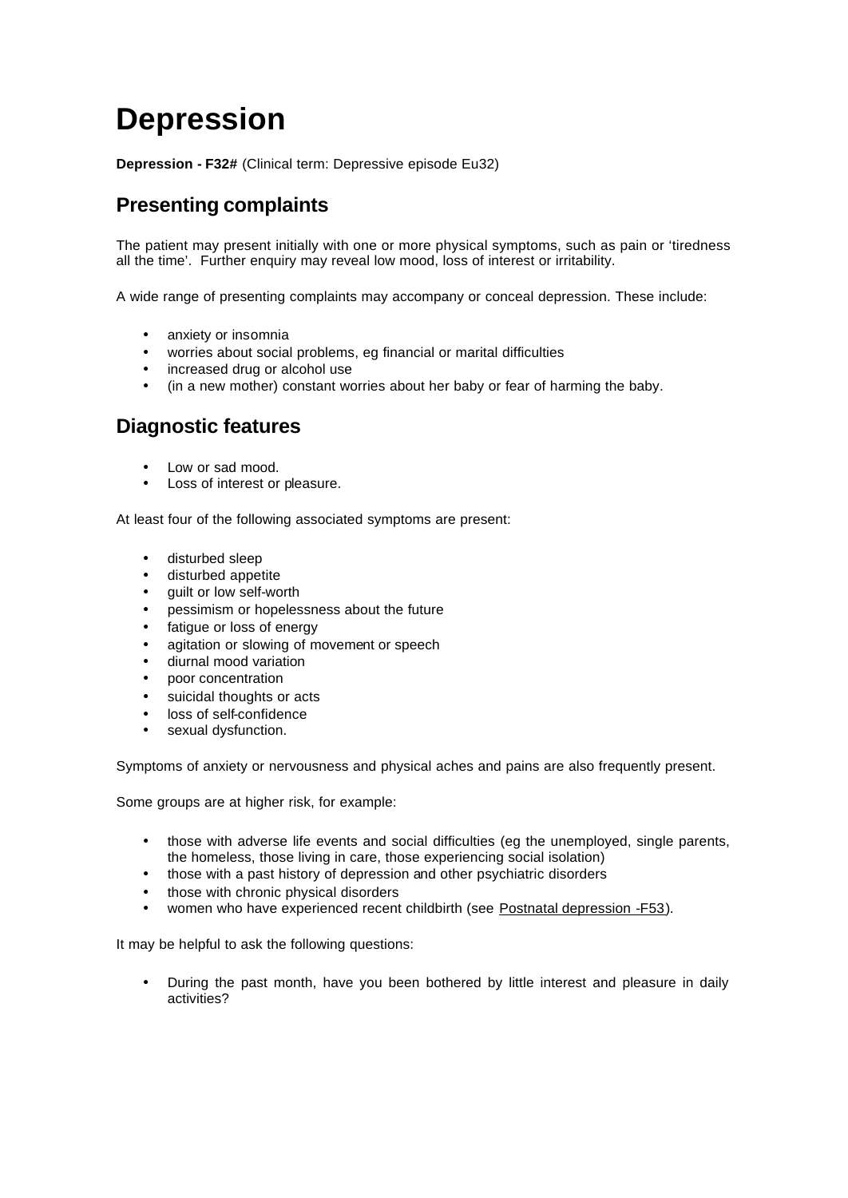# Depression

**Depression - F32#** (Clinical term: Depressive episode Eu32)

## Presenting complaints

The patient may present initially with one or more physical symptoms, such as pain or 'tiredness all the time'. Further enquiry may reveal low mood, loss of interest or irritability.

A wide range of presenting complaints may accompany or conceal depression. These include:

- anxiety or insomnia
- worries about social problems, eg financial or marital difficulties
- increased drug or alcohol use
- (in a new mother) constant worries about her baby or fear of harming the baby.

## Diagnostic features

- Low or sad mood.
- Loss of interest or pleasure.

At least four of the following associated symptoms are present:

- disturbed sleep
- disturbed appetite
- guilt or low self-worth
- pessimism or hopelessness about the future
- fatigue or loss of energy
- agitation or slowing of movement or speech
- diurnal mood variation
- poor concentration
- suicidal thoughts or acts
- loss of self-confidence
- sexual dysfunction.

Symptoms of anxiety or nervousness and physical aches and pains are also frequently present.

Some groups are at higher risk, for example:

- those with adverse life events and social difficulties (eg the unemployed, single parents, the homeless, those living in care, those experiencing social isolation)
- those with a past history of depression and other psychiatric disorders
- those with chronic physical disorders
- women who have experienced recent childbirth (see Postnatal depression -F53).

It may be helpful to ask the following questions:

- During the past month, have you been bothered by little interest and pleasure in daily activities?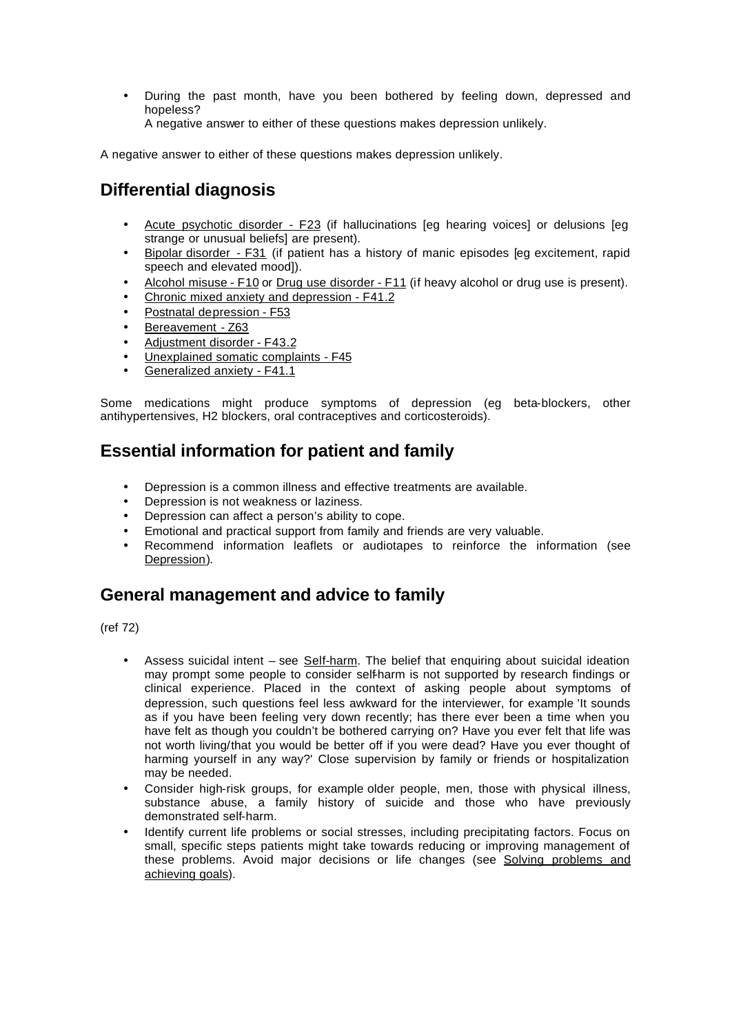- During the past month, have you been bothered by feeling down, depressed and hopeless?
  A negative answer to either of these questions makes depression unlikely.

A negative answer to either of these questions makes depression unlikely.

## Differential diagnosis

- Acute psychotic disorder - F23 (if hallucinations [eg hearing voices] or delusions [eg strange or unusual beliefs] are present).
- Bipolar disorder - F31 (if patient has a history of manic episodes [eg excitement, rapid speech and elevated mood]).
- Alcohol misuse - F10 or Drug use disorder - F11 (if heavy alcohol or drug use is present).
- Chronic mixed anxiety and depression - F41.2
- Postnatal depression - F53
- Bereavement - Z63
- Adjustment disorder - F43.2
- Unexplained somatic complaints - F45
- Generalized anxiety - F41.1

Some medications might produce symptoms of depression (eg beta-blockers, other antihypertensives, H2 blockers, oral contraceptives and corticosteroids).

## Essential information for patient and family

- Depression is a common illness and effective treatments are available.
- Depression is not weakness or laziness.
- Depression can affect a person's ability to cope.
- Emotional and practical support from family and friends are very valuable.
- Recommend information leaflets or audiotapes to reinforce the information (see Depression).

## General management and advice to family

(ref 72)

- Assess suicidal intent – see Self-harm. The belief that enquiring about suicidal ideation may prompt some people to consider self-harm is not supported by research findings or clinical experience. Placed in the context of asking people about symptoms of depression, such questions feel less awkward for the interviewer, for example 'It sounds as if you have been feeling very down recently; has there ever been a time when you have felt as though you couldn't be bothered carrying on? Have you ever felt that life was not worth living/that you would be better off if you were dead? Have you ever thought of harming yourself in any way?' Close supervision by family or friends or hospitalization may be needed.
- Consider high-risk groups, for example older people, men, those with physical illness, substance abuse, a family history of suicide and those who have previously demonstrated self-harm.
- Identify current life problems or social stresses, including precipitating factors. Focus on small, specific steps patients might take towards reducing or improving management of these problems. Avoid major decisions or life changes (see Solving problems and achieving goals).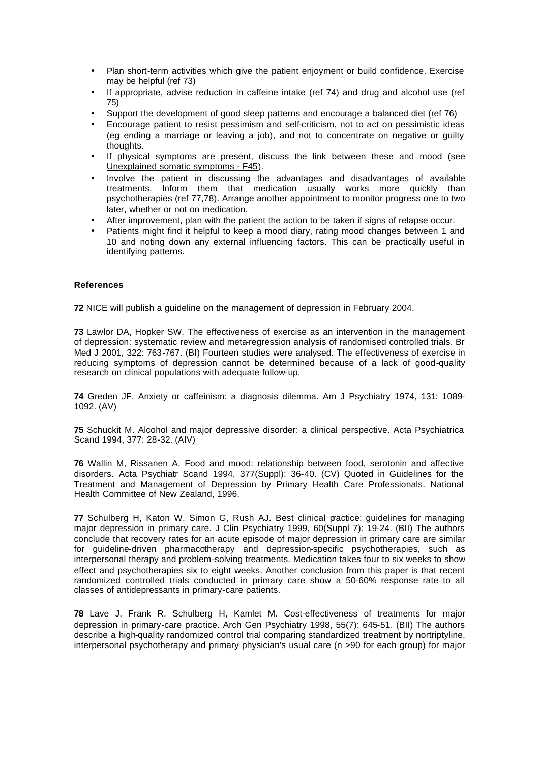- Plan short-term activities which give the patient enjoyment or build confidence. Exercise may be helpful (ref 73)
- If appropriate, advise reduction in caffeine intake (ref 74) and drug and alcohol use (ref 75)
- Support the development of good sleep patterns and encourage a balanced diet (ref 76)
- Encourage patient to resist pessimism and self-criticism, not to act on pessimistic ideas (eg ending a marriage or leaving a job), and not to concentrate on negative or guilty thoughts.
- If physical symptoms are present, discuss the link between these and mood (see Unexplained somatic symptoms - F45).
- Involve the patient in discussing the advantages and disadvantages of available treatments. Inform them that medication usually works more quickly than psychotherapies (ref 77,78). Arrange another appointment to monitor progress one to two later, whether or not on medication.
- After improvement, plan with the patient the action to be taken if signs of relapse occur.
- Patients might find it helpful to keep a mood diary, rating mood changes between 1 and 10 and noting down any external influencing factors. This can be practically useful in identifying patterns.

**References**

**72** NICE will publish a guideline on the management of depression in February 2004.

**73** Lawlor DA, Hopker SW. The effectiveness of exercise as an intervention in the management of depression: systematic review and meta-regression analysis of randomised controlled trials. Br Med J 2001, 322: 763-767. (BI) Fourteen studies were analysed. The effectiveness of exercise in reducing symptoms of depression cannot be determined because of a lack of good-quality research on clinical populations with adequate follow-up.

**74** Greden JF. Anxiety or caffeinism: a diagnosis dilemma. Am J Psychiatry 1974, 131: 1089-1092. (AV)

**75** Schuckit M. Alcohol and major depressive disorder: a clinical perspective. Acta Psychiatrica Scand 1994, 377: 28-32. (AIV)

**76** Wallin M, Rissanen A. Food and mood: relationship between food, serotonin and affective disorders. Acta Psychiatr Scand 1994, 377(Suppl): 36-40. (CV) Quoted in Guidelines for the Treatment and Management of Depression by Primary Health Care Professionals. National Health Committee of New Zealand, 1996.

**77** Schulberg H, Katon W, Simon G, Rush AJ. Best clinical practice: guidelines for managing major depression in primary care. J Clin Psychiatry 1999, 60(Suppl 7): 19-24. (BII) The authors conclude that recovery rates for an acute episode of major depression in primary care are similar for guideline-driven pharmacotherapy and depression-specific psychotherapies, such as interpersonal therapy and problem-solving treatments. Medication takes four to six weeks to show effect and psychotherapies six to eight weeks. Another conclusion from this paper is that recent randomized controlled trials conducted in primary care show a 50-60% response rate to all classes of antidepressants in primary-care patients.

**78** Lave J, Frank R, Schulberg H, Kamlet M. Cost-effectiveness of treatments for major depression in primary-care practice. Arch Gen Psychiatry 1998, 55(7): 645-51. (BII) The authors describe a high-quality randomized control trial comparing standardized treatment by nortriptyline, interpersonal psychotherapy and primary physician's usual care (n >90 for each group) for major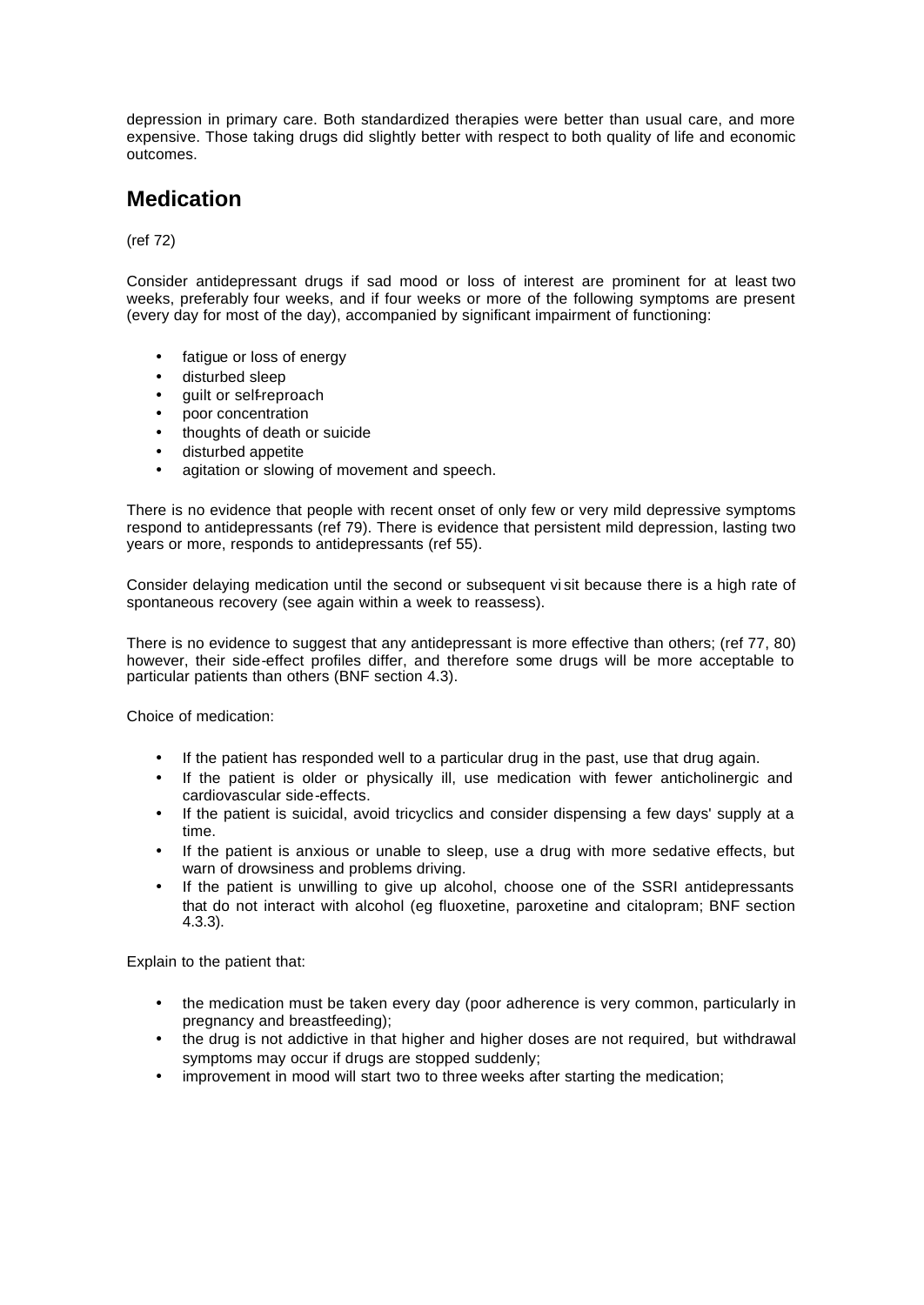depression in primary care. Both standardized therapies were better than usual care, and more expensive. Those taking drugs did slightly better with respect to both quality of life and economic outcomes.

## Medication

(ref 72)

Consider antidepressant drugs if sad mood or loss of interest are prominent for at least two weeks, preferably four weeks, and if four weeks or more of the following symptoms are present (every day for most of the day), accompanied by significant impairment of functioning:

- fatigue or loss of energy
- disturbed sleep
- guilt or self-reproach
- poor concentration
- thoughts of death or suicide
- disturbed appetite
- agitation or slowing of movement and speech.

There is no evidence that people with recent onset of only few or very mild depressive symptoms respond to antidepressants (ref 79). There is evidence that persistent mild depression, lasting two years or more, responds to antidepressants (ref 55).

Consider delaying medication until the second or subsequent visit because there is a high rate of spontaneous recovery (see again within a week to reassess).

There is no evidence to suggest that any antidepressant is more effective than others; (ref 77, 80) however, their side-effect profiles differ, and therefore some drugs will be more acceptable to particular patients than others (BNF section 4.3).

Choice of medication:

- If the patient has responded well to a particular drug in the past, use that drug again.
- If the patient is older or physically ill, use medication with fewer anticholinergic and cardiovascular side-effects.
- If the patient is suicidal, avoid tricyclics and consider dispensing a few days' supply at a time.
- If the patient is anxious or unable to sleep, use a drug with more sedative effects, but warn of drowsiness and problems driving.
- If the patient is unwilling to give up alcohol, choose one of the SSRI antidepressants that do not interact with alcohol (eg fluoxetine, paroxetine and citalopram; BNF section 4.3.3).

Explain to the patient that:

- the medication must be taken every day (poor adherence is very common, particularly in pregnancy and breastfeeding);
- the drug is not addictive in that higher and higher doses are not required, but withdrawal symptoms may occur if drugs are stopped suddenly;
- improvement in mood will start two to three weeks after starting the medication;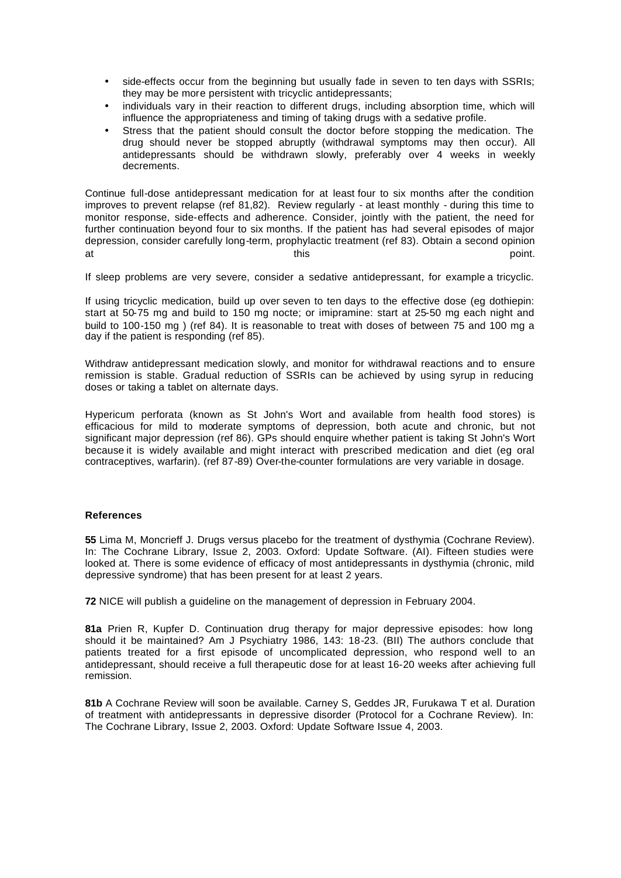- side-effects occur from the beginning but usually fade in seven to ten days with SSRIs; they may be more persistent with tricyclic antidepressants;
- individuals vary in their reaction to different drugs, including absorption time, which will influence the appropriateness and timing of taking drugs with a sedative profile.
- Stress that the patient should consult the doctor before stopping the medication. The drug should never be stopped abruptly (withdrawal symptoms may then occur). All antidepressants should be withdrawn slowly, preferably over 4 weeks in weekly decrements.

Continue full-dose antidepressant medication for at least four to six months after the condition improves to prevent relapse (ref 81,82). Review regularly - at least monthly - during this time to monitor response, side-effects and adherence. Consider, jointly with the patient, the need for further continuation beyond four to six months. If the patient has had several episodes of major depression, consider carefully long-term, prophylactic treatment (ref 83). Obtain a second opinion at this point.

If sleep problems are very severe, consider a sedative antidepressant, for example a tricyclic.

If using tricyclic medication, build up over seven to ten days to the effective dose (eg dothiepin: start at 50-75 mg and build to 150 mg nocte; or imipramine: start at 25-50 mg each night and build to 100-150 mg ) (ref 84). It is reasonable to treat with doses of between 75 and 100 mg a day if the patient is responding (ref 85).

Withdraw antidepressant medication slowly, and monitor for withdrawal reactions and to ensure remission is stable. Gradual reduction of SSRIs can be achieved by using syrup in reducing doses or taking a tablet on alternate days.

Hypericum perforata (known as St John's Wort and available from health food stores) is efficacious for mild to moderate symptoms of depression, both acute and chronic, but not significant major depression (ref 86). GPs should enquire whether patient is taking St John's Wort because it is widely available and might interact with prescribed medication and diet (eg oral contraceptives, warfarin). (ref 87-89) Over-the-counter formulations are very variable in dosage.

**References**

**55** Lima M, Moncrieff J. Drugs versus placebo for the treatment of dysthymia (Cochrane Review). In: The Cochrane Library, Issue 2, 2003. Oxford: Update Software. (AI). Fifteen studies were looked at. There is some evidence of efficacy of most antidepressants in dysthymia (chronic, mild depressive syndrome) that has been present for at least 2 years.

**72** NICE will publish a guideline on the management of depression in February 2004.

**81a** Prien R, Kupfer D. Continuation drug therapy for major depressive episodes: how long should it be maintained? Am J Psychiatry 1986, 143: 18-23. (BII) The authors conclude that patients treated for a first episode of uncomplicated depression, who respond well to an antidepressant, should receive a full therapeutic dose for at least 16-20 weeks after achieving full remission.

**81b** A Cochrane Review will soon be available. Carney S, Geddes JR, Furukawa T et al. Duration of treatment with antidepressants in depressive disorder (Protocol for a Cochrane Review). In: The Cochrane Library, Issue 2, 2003. Oxford: Update Software Issue 4, 2003.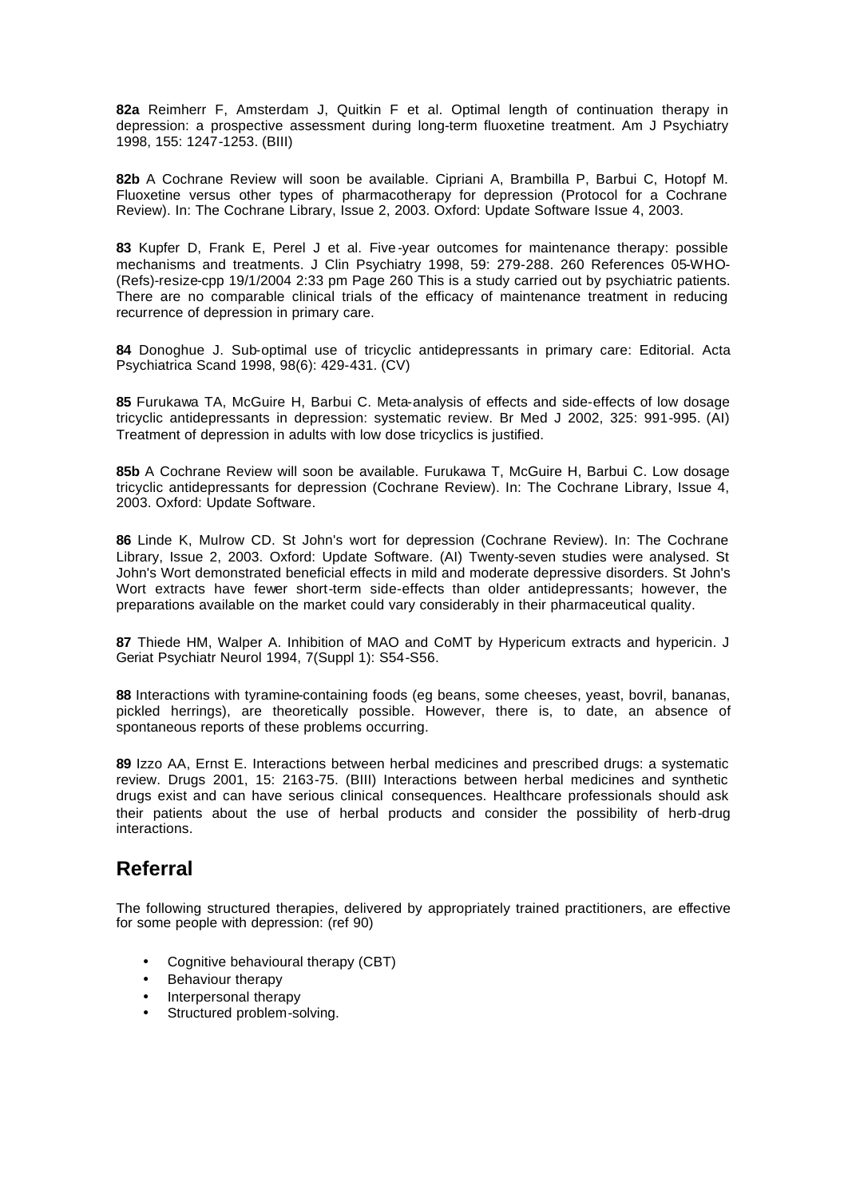**82a** Reimherr F, Amsterdam J, Quitkin F et al. Optimal length of continuation therapy in depression: a prospective assessment during long-term fluoxetine treatment. Am J Psychiatry 1998, 155: 1247-1253. (BIII)

**82b** A Cochrane Review will soon be available. Cipriani A, Brambilla P, Barbui C, Hotopf M. Fluoxetine versus other types of pharmacotherapy for depression (Protocol for a Cochrane Review). In: The Cochrane Library, Issue 2, 2003. Oxford: Update Software Issue 4, 2003.

**83** Kupfer D, Frank E, Perel J et al. Five-year outcomes for maintenance therapy: possible mechanisms and treatments. J Clin Psychiatry 1998, 59: 279-288. 260 References 05-WHO-(Refs)-resize-cpp 19/1/2004 2:33 pm Page 260 This is a study carried out by psychiatric patients. There are no comparable clinical trials of the efficacy of maintenance treatment in reducing recurrence of depression in primary care.

**84** Donoghue J. Sub-optimal use of tricyclic antidepressants in primary care: Editorial. Acta Psychiatrica Scand 1998, 98(6): 429-431. (CV)

**85** Furukawa TA, McGuire H, Barbui C. Meta-analysis of effects and side-effects of low dosage tricyclic antidepressants in depression: systematic review. Br Med J 2002, 325: 991-995. (AI) Treatment of depression in adults with low dose tricyclics is justified.

**85b** A Cochrane Review will soon be available. Furukawa T, McGuire H, Barbui C. Low dosage tricyclic antidepressants for depression (Cochrane Review). In: The Cochrane Library, Issue 4, 2003. Oxford: Update Software.

**86** Linde K, Mulrow CD. St John's wort for depression (Cochrane Review). In: The Cochrane Library, Issue 2, 2003. Oxford: Update Software. (AI) Twenty-seven studies were analysed. St John's Wort demonstrated beneficial effects in mild and moderate depressive disorders. St John's Wort extracts have fewer short-term side-effects than older antidepressants; however, the preparations available on the market could vary considerably in their pharmaceutical quality.

**87** Thiede HM, Walper A. Inhibition of MAO and CoMT by Hypericum extracts and hypericin. J Geriat Psychiatr Neurol 1994, 7(Suppl 1): S54-S56.

**88** Interactions with tyramine-containing foods (eg beans, some cheeses, yeast, bovril, bananas, pickled herrings), are theoretically possible. However, there is, to date, an absence of spontaneous reports of these problems occurring.

**89** Izzo AA, Ernst E. Interactions between herbal medicines and prescribed drugs: a systematic review. Drugs 2001, 15: 2163-75. (BIII) Interactions between herbal medicines and synthetic drugs exist and can have serious clinical consequences. Healthcare professionals should ask their patients about the use of herbal products and consider the possibility of herb-drug interactions.

## Referral

The following structured therapies, delivered by appropriately trained practitioners, are effective for some people with depression: (ref 90)

- Cognitive behavioural therapy (CBT)
- Behaviour therapy
- Interpersonal therapy
- Structured problem-solving.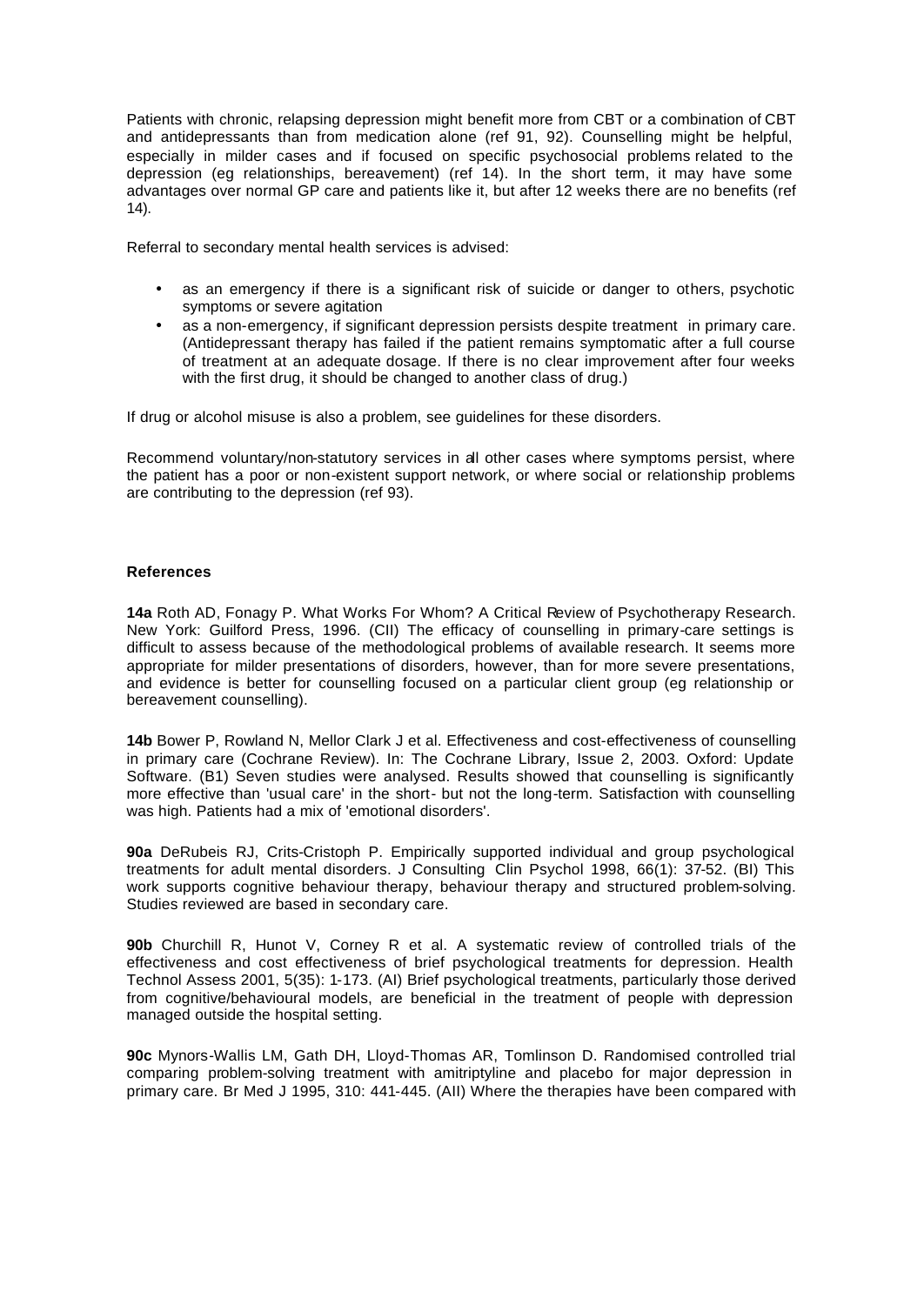Patients with chronic, relapsing depression might benefit more from CBT or a combination of CBT and antidepressants than from medication alone (ref 91, 92). Counselling might be helpful, especially in milder cases and if focused on specific psychosocial problems related to the depression (eg relationships, bereavement) (ref 14). In the short term, it may have some advantages over normal GP care and patients like it, but after 12 weeks there are no benefits (ref 14).

Referral to secondary mental health services is advised:

- as an emergency if there is a significant risk of suicide or danger to others, psychotic symptoms or severe agitation
- as a non-emergency, if significant depression persists despite treatment in primary care. (Antidepressant therapy has failed if the patient remains symptomatic after a full course of treatment at an adequate dosage. If there is no clear improvement after four weeks with the first drug, it should be changed to another class of drug.)

If drug or alcohol misuse is also a problem, see guidelines for these disorders.

Recommend voluntary/non-statutory services in all other cases where symptoms persist, where the patient has a poor or non-existent support network, or where social or relationship problems are contributing to the depression (ref 93).

### References

**14a** Roth AD, Fonagy P. What Works For Whom? A Critical Review of Psychotherapy Research. New York: Guilford Press, 1996. (CII) The efficacy of counselling in primary-care settings is difficult to assess because of the methodological problems of available research. It seems more appropriate for milder presentations of disorders, however, than for more severe presentations, and evidence is better for counselling focused on a particular client group (eg relationship or bereavement counselling).

**14b** Bower P, Rowland N, Mellor Clark J et al. Effectiveness and cost-effectiveness of counselling in primary care (Cochrane Review). In: The Cochrane Library, Issue 2, 2003. Oxford: Update Software. (B1) Seven studies were analysed. Results showed that counselling is significantly more effective than 'usual care' in the short- but not the long-term. Satisfaction with counselling was high. Patients had a mix of 'emotional disorders'.

**90a** DeRubeis RJ, Crits-Cristoph P. Empirically supported individual and group psychological treatments for adult mental disorders. J Consulting Clin Psychol 1998, 66(1): 37-52. (BI) This work supports cognitive behaviour therapy, behaviour therapy and structured problem-solving. Studies reviewed are based in secondary care.

**90b** Churchill R, Hunot V, Corney R et al. A systematic review of controlled trials of the effectiveness and cost effectiveness of brief psychological treatments for depression. Health Technol Assess 2001, 5(35): 1-173. (AI) Brief psychological treatments, particularly those derived from cognitive/behavioural models, are beneficial in the treatment of people with depression managed outside the hospital setting.

**90c** Mynors-Wallis LM, Gath DH, Lloyd-Thomas AR, Tomlinson D. Randomised controlled trial comparing problem-solving treatment with amitriptyline and placebo for major depression in primary care. Br Med J 1995, 310: 441-445. (AII) Where the therapies have been compared with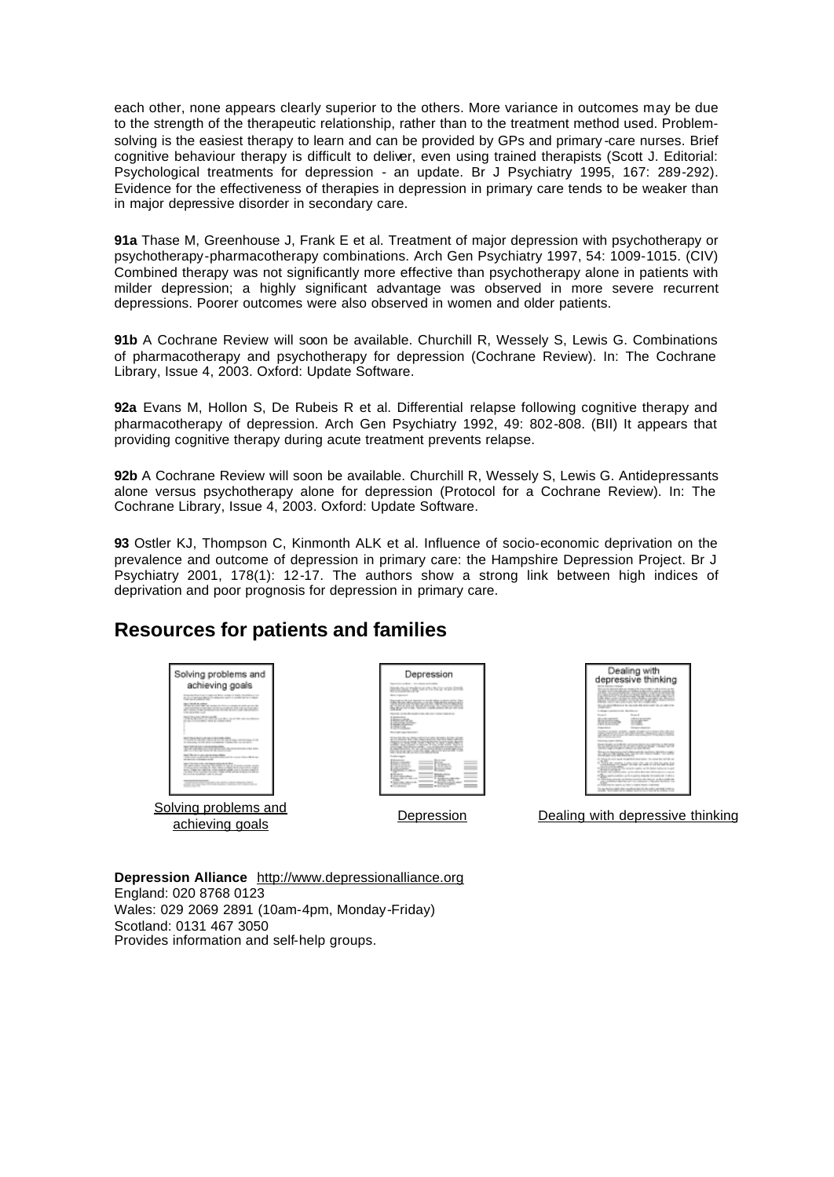each other, none appears clearly superior to the others. More variance in outcomes may be due to the strength of the therapeutic relationship, rather than to the treatment method used. Problem-solving is the easiest therapy to learn and can be provided by GPs and primary-care nurses. Brief cognitive behaviour therapy is difficult to deliver, even using trained therapists (Scott J. Editorial: Psychological treatments for depression - an update. Br J Psychiatry 1995, 167: 289-292). Evidence for the effectiveness of therapies in depression in primary care tends to be weaker than in major depressive disorder in secondary care.

**91a** Thase M, Greenhouse J, Frank E et al. Treatment of major depression with psychotherapy or psychotherapy-pharmacotherapy combinations. Arch Gen Psychiatry 1997, 54: 1009-1015. (CIV) Combined therapy was not significantly more effective than psychotherapy alone in patients with milder depression; a highly significant advantage was observed in more severe recurrent depressions. Poorer outcomes were also observed in women and older patients.

**91b** A Cochrane Review will soon be available. Churchill R, Wessely S, Lewis G. Combinations of pharmacotherapy and psychotherapy for depression (Cochrane Review). In: The Cochrane Library, Issue 4, 2003. Oxford: Update Software.

**92a** Evans M, Hollon S, De Rubeis R et al. Differential relapse following cognitive therapy and pharmacotherapy of depression. Arch Gen Psychiatry 1992, 49: 802-808. (BII) It appears that providing cognitive therapy during acute treatment prevents relapse.

**92b** A Cochrane Review will soon be available. Churchill R, Wessely S, Lewis G. Antidepressants alone versus psychotherapy alone for depression (Protocol for a Cochrane Review). In: The Cochrane Library, Issue 4, 2003. Oxford: Update Software.

**93** Ostler KJ, Thompson C, Kinmonth ALK et al. Influence of socio-economic deprivation on the prevalence and outcome of depression in primary care: the Hampshire Depression Project. Br J Psychiatry 2001, 178(1): 12-17. The authors show a strong link between high indices of deprivation and poor prognosis for depression in primary care.

## Resources for patients and families

Solving problems and achieving goals

Depression

Dealing with depressive thinking

**Depression Alliance** http://www.depressionalliance.org
England: 020 8768 0123
Wales: 029 2069 2891 (10am-4pm, Monday-Friday)
Scotland: 0131 467 3050
Provides information and self-help groups.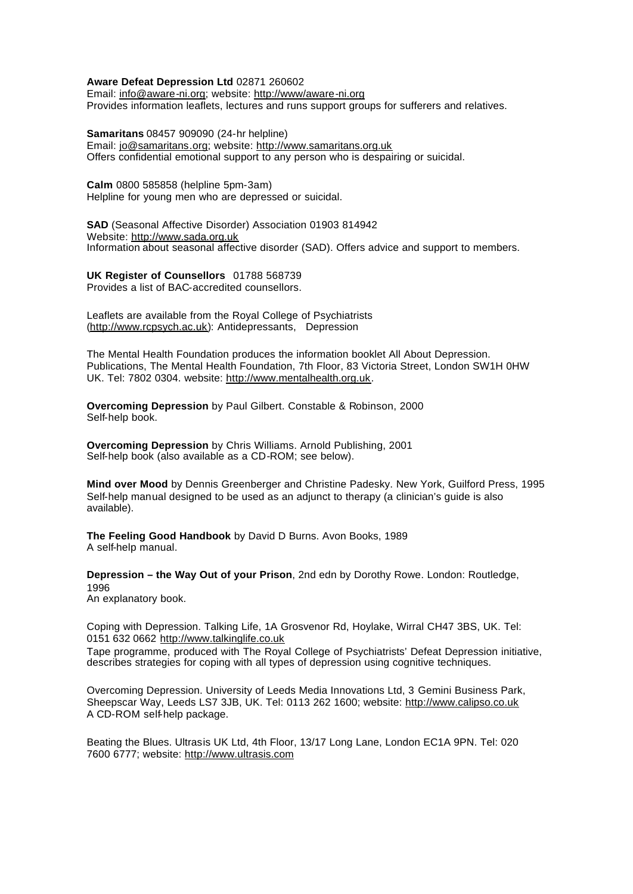**Aware Defeat Depression Ltd** 02871 260602
Email: info@aware-ni.org; website: http://www/aware-ni.org
Provides information leaflets, lectures and runs support groups for sufferers and relatives.

**Samaritans** 08457 909090 (24-hr helpline)
Email: jo@samaritans.org; website: http://www.samaritans.org.uk
Offers confidential emotional support to any person who is despairing or suicidal.

**Calm** 0800 585858 (helpline 5pm-3am)
Helpline for young men who are depressed or suicidal.

**SAD** (Seasonal Affective Disorder) Association 01903 814942
Website: http://www.sada.org.uk
Information about seasonal affective disorder (SAD). Offers advice and support to members.

**UK Register of Counsellors** 01788 568739
Provides a list of BAC-accredited counsellors.

Leaflets are available from the Royal College of Psychiatrists (http://www.rcpsych.ac.uk): Antidepressants, Depression

The Mental Health Foundation produces the information booklet All About Depression. Publications, The Mental Health Foundation, 7th Floor, 83 Victoria Street, London SW1H 0HW UK. Tel: 7802 0304. website: http://www.mentalhealth.org.uk.

**Overcoming Depression** by Paul Gilbert. Constable & Robinson, 2000
Self-help book.

**Overcoming Depression** by Chris Williams. Arnold Publishing, 2001
Self-help book (also available as a CD-ROM; see below).

**Mind over Mood** by Dennis Greenberger and Christine Padesky. New York, Guilford Press, 1995
Self-help manual designed to be used as an adjunct to therapy (a clinician's guide is also available).

**The Feeling Good Handbook** by David D Burns. Avon Books, 1989
A self-help manual.

**Depression – the Way Out of your Prison**, 2nd edn by Dorothy Rowe. London: Routledge, 1996
An explanatory book.

Coping with Depression. Talking Life, 1A Grosvenor Rd, Hoylake, Wirral CH47 3BS, UK. Tel: 0151 632 0662 http://www.talkinglife.co.uk
Tape programme, produced with The Royal College of Psychiatrists' Defeat Depression initiative, describes strategies for coping with all types of depression using cognitive techniques.

Overcoming Depression. University of Leeds Media Innovations Ltd, 3 Gemini Business Park, Sheepscar Way, Leeds LS7 3JB, UK. Tel: 0113 262 1600; website: http://www.calipso.co.uk
A CD-ROM self-help package.

Beating the Blues. Ultrasis UK Ltd, 4th Floor, 13/17 Long Lane, London EC1A 9PN. Tel: 020 7600 6777; website: http://www.ultrasis.com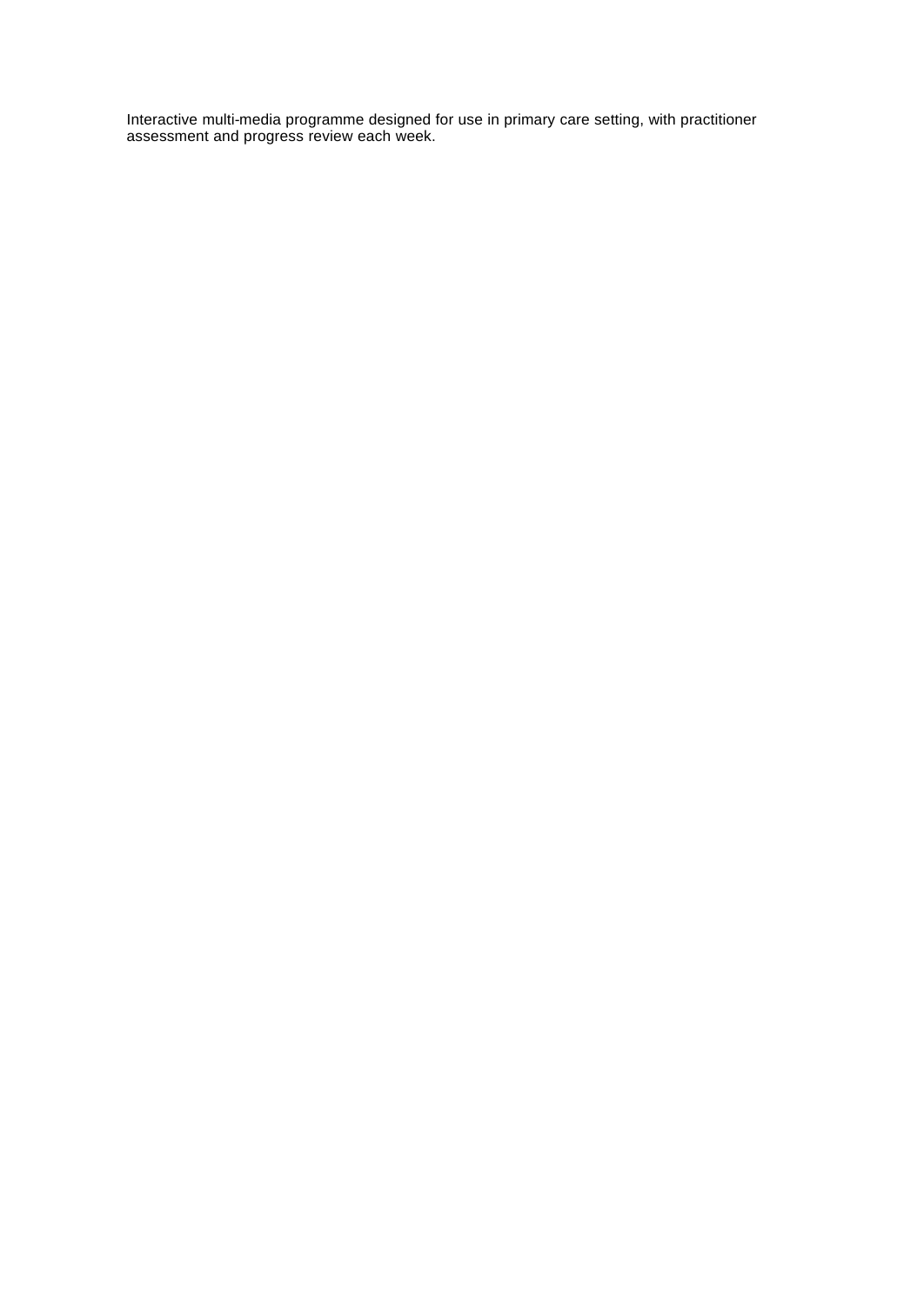Interactive multi-media programme designed for use in primary care setting, with practitioner assessment and progress review each week.